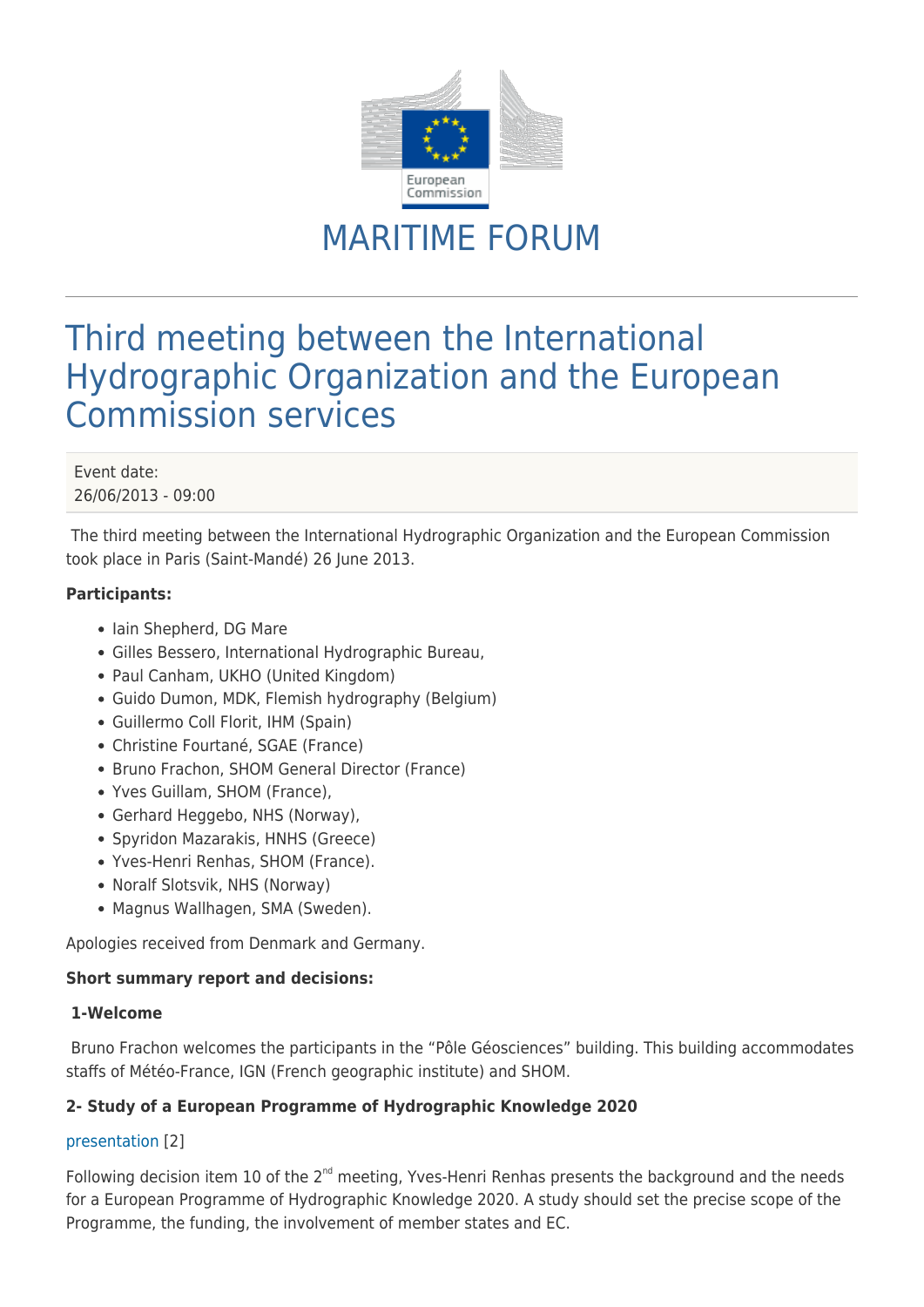# MARITIME FORUM

## Third meeting between the International Hydrographic Organization and the European Commission services

Event date:
26/06/2013 - 09:00

The third meeting between the International Hydrographic Organization and the European Commission took place in Paris (Saint-Mandé) 26 June 2013.

**Participants:**

- Iain Shepherd, DG Mare
- Gilles Bessero, International Hydrographic Bureau,
- Paul Canham, UKHO (United Kingdom)
- Guido Dumon, MDK, Flemish hydrography (Belgium)
- Guillermo Coll Florit, IHM (Spain)
- Christine Fourtané, SGAE (France)
- Bruno Frachon, SHOM General Director (France)
- Yves Guillam, SHOM (France),
- Gerhard Heggebo, NHS (Norway),
- Spyridon Mazarakis, HNHS (Greece)
- Yves-Henri Renhas, SHOM (France).
- Noralf Slotsvik, NHS (Norway)
- Magnus Wallhagen, SMA (Sweden).

Apologies received from Denmark and Germany.

**Short summary report and decisions:**

**1-Welcome**

Bruno Frachon welcomes the participants in the "Pôle Géosciences" building. This building accommodates staffs of Météo-France, IGN (French geographic institute) and SHOM.

**2- Study of a European Programme of Hydrographic Knowledge 2020**

presentation [2]

Following decision item 10 of the 2nd meeting, Yves-Henri Renhas presents the background and the needs for a European Programme of Hydrographic Knowledge 2020. A study should set the precise scope of the Programme, the funding, the involvement of member states and EC.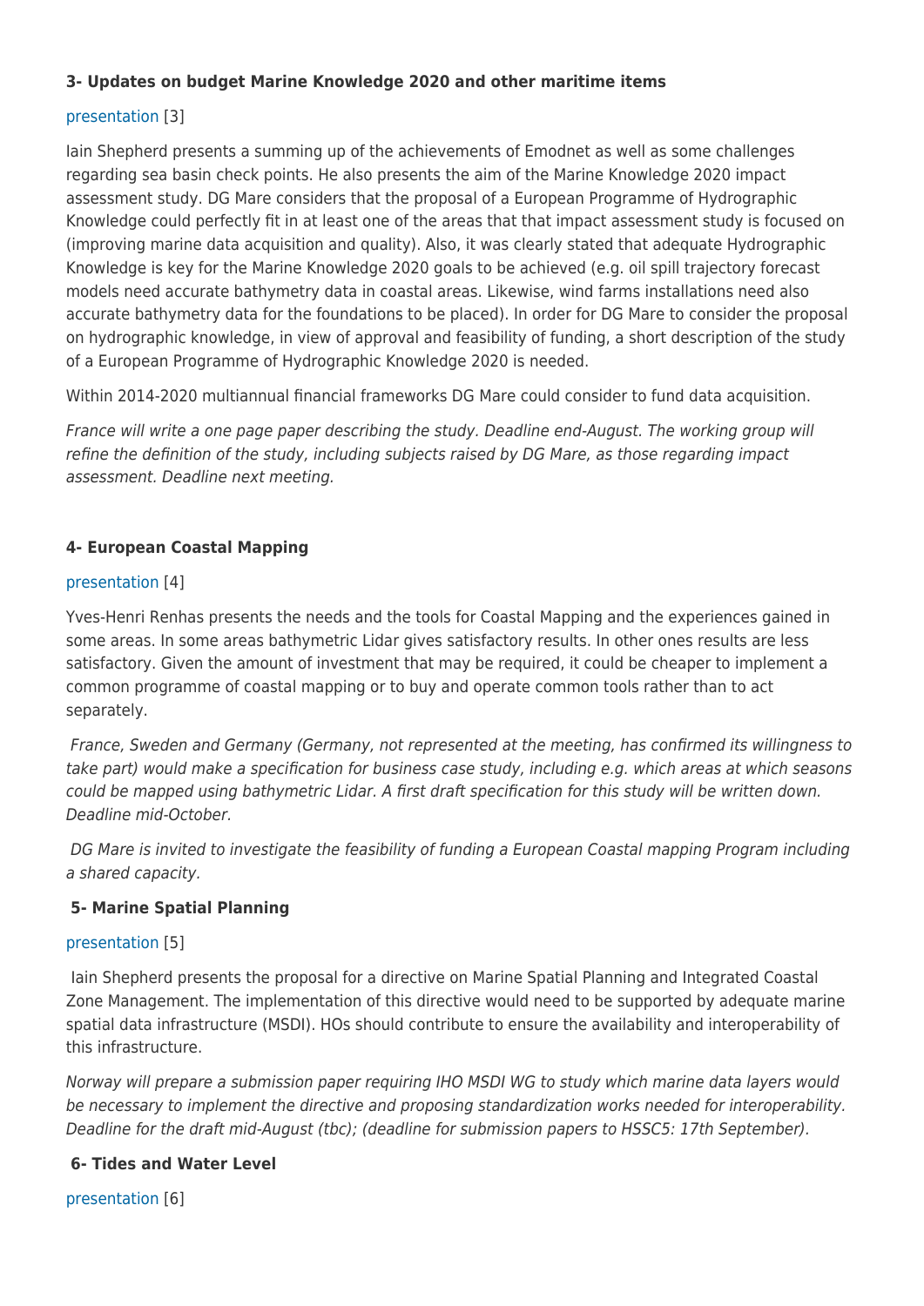### 3- Updates on budget Marine Knowledge 2020 and other maritime items

presentation [3]

Iain Shepherd presents a summing up of the achievements of Emodnet as well as some challenges regarding sea basin check points. He also presents the aim of the Marine Knowledge 2020 impact assessment study. DG Mare considers that the proposal of a European Programme of Hydrographic Knowledge could perfectly fit in at least one of the areas that that impact assessment study is focused on (improving marine data acquisition and quality). Also, it was clearly stated that adequate Hydrographic Knowledge is key for the Marine Knowledge 2020 goals to be achieved (e.g. oil spill trajectory forecast models need accurate bathymetry data in coastal areas. Likewise, wind farms installations need also accurate bathymetry data for the foundations to be placed). In order for DG Mare to consider the proposal on hydrographic knowledge, in view of approval and feasibility of funding, a short description of the study of a European Programme of Hydrographic Knowledge 2020 is needed.

Within 2014-2020 multiannual financial frameworks DG Mare could consider to fund data acquisition.

*France will write a one page paper describing the study. Deadline end-August. The working group will refine the definition of the study, including subjects raised by DG Mare, as those regarding impact assessment. Deadline next meeting.*

### 4- European Coastal Mapping

presentation [4]

Yves-Henri Renhas presents the needs and the tools for Coastal Mapping and the experiences gained in some areas. In some areas bathymetric Lidar gives satisfactory results. In other ones results are less satisfactory. Given the amount of investment that may be required, it could be cheaper to implement a common programme of coastal mapping or to buy and operate common tools rather than to act separately.

*France, Sweden and Germany (Germany, not represented at the meeting, has confirmed its willingness to take part) would make a specification for business case study, including e.g. which areas at which seasons could be mapped using bathymetric Lidar. A first draft specification for this study will be written down. Deadline mid-October.*

*DG Mare is invited to investigate the feasibility of funding a European Coastal mapping Program including a shared capacity.*

### 5- Marine Spatial Planning

presentation [5]

Iain Shepherd presents the proposal for a directive on Marine Spatial Planning and Integrated Coastal Zone Management. The implementation of this directive would need to be supported by adequate marine spatial data infrastructure (MSDI). HOs should contribute to ensure the availability and interoperability of this infrastructure.

*Norway will prepare a submission paper requiring IHO MSDI WG to study which marine data layers would be necessary to implement the directive and proposing standardization works needed for interoperability. Deadline for the draft mid-August (tbc); (deadline for submission papers to HSSC5: 17th September).*

### 6- Tides and Water Level

presentation [6]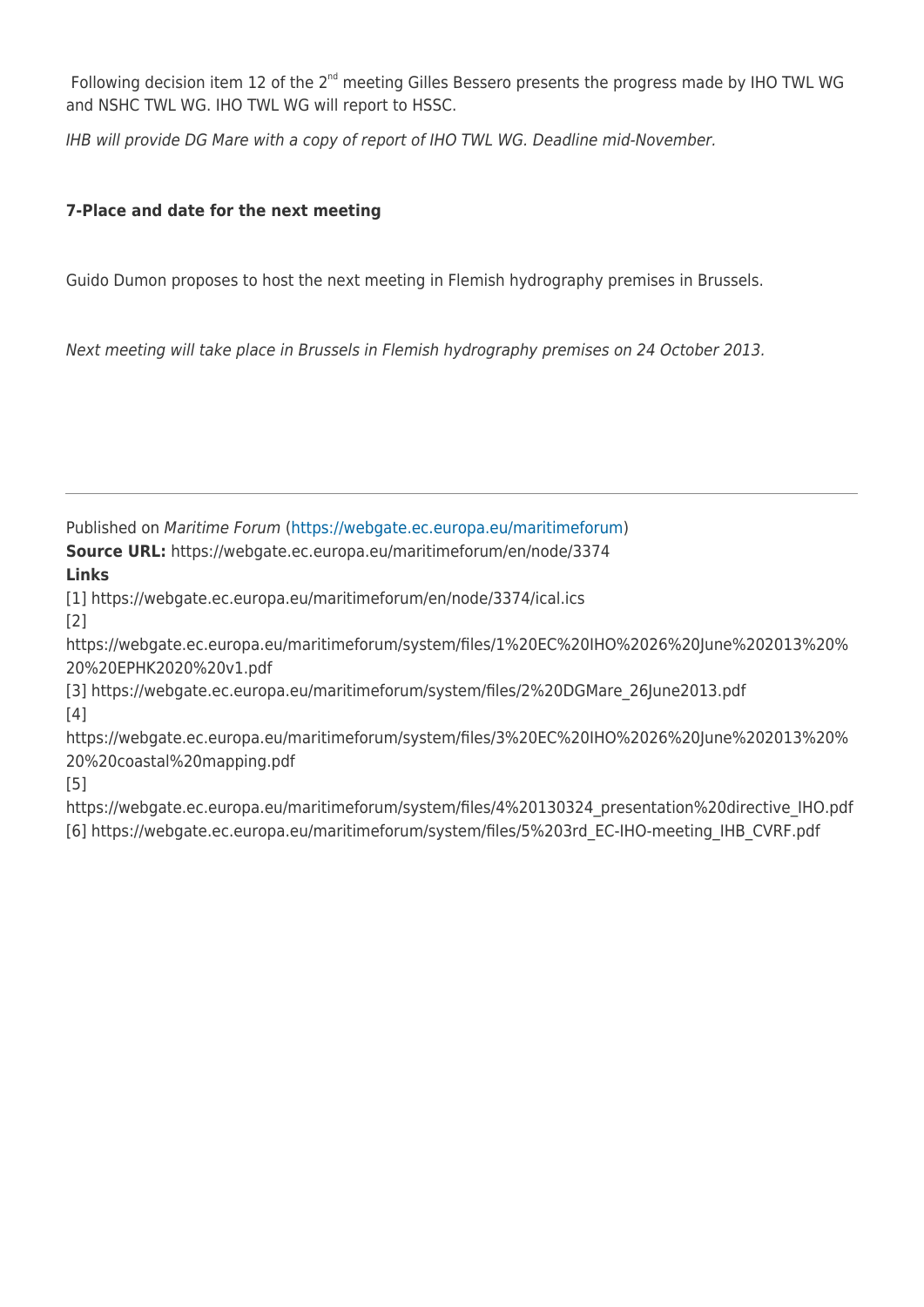Following decision item 12 of the 2nd meeting Gilles Bessero presents the progress made by IHO TWL WG and NSHC TWL WG. IHO TWL WG will report to HSSC.

*IHB will provide DG Mare with a copy of report of IHO TWL WG. Deadline mid-November.*

**7-Place and date for the next meeting**

Guido Dumon proposes to host the next meeting in Flemish hydrography premises in Brussels.

*Next meeting will take place in Brussels in Flemish hydrography premises on 24 October 2013.*

---

Published on *Maritime Forum* (https://webgate.ec.europa.eu/maritimeforum)

**Source URL:** https://webgate.ec.europa.eu/maritimeforum/en/node/3374

**Links**

[1] https://webgate.ec.europa.eu/maritimeforum/en/node/3374/ical.ics

[2] https://webgate.ec.europa.eu/maritimeforum/system/files/1%20EC%20IHO%2026%20June%202013%20%20%20EPHK2020%20v1.pdf

[3] https://webgate.ec.europa.eu/maritimeforum/system/files/2%20DGMare_26June2013.pdf

[4] https://webgate.ec.europa.eu/maritimeforum/system/files/3%20EC%20IHO%2026%20June%202013%20%20%20coastal%20mapping.pdf

[5] https://webgate.ec.europa.eu/maritimeforum/system/files/4%20130324_presentation%20directive_IHO.pdf

[6] https://webgate.ec.europa.eu/maritimeforum/system/files/5%203rd_EC-IHO-meeting_IHB_CVRF.pdf